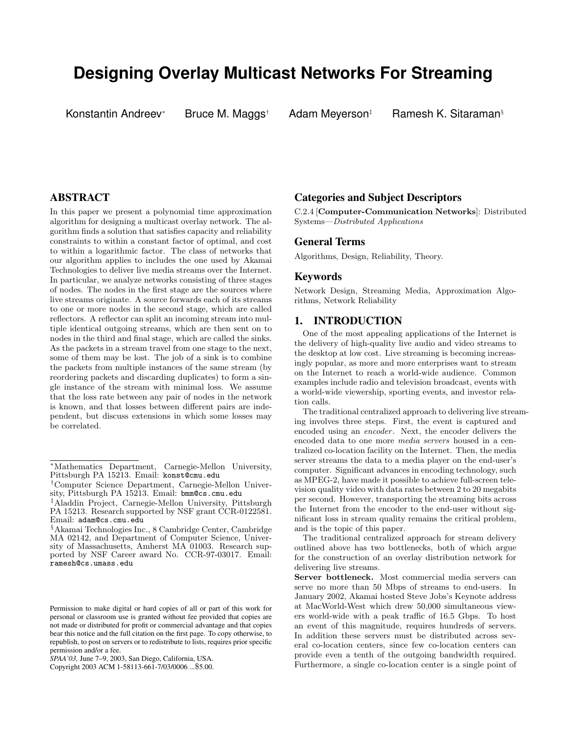# Designing Overlay Multicast Networks For Streaming

Konstantin Andreev[*] Bruce M. Maggs[†] Adam Meyerson[‡] Ramesh K. Sitaraman[§]

## ABSTRACT

In this paper we present a polynomial time approximation algorithm for designing a multicast overlay network. The algorithm finds a solution that satisfies capacity and reliability constraints to within a constant factor of optimal, and cost to within a logarithmic factor. The class of networks that our algorithm applies to includes the one used by Akamai Technologies to deliver live media streams over the Internet. In particular, we analyze networks consisting of three stages of nodes. The nodes in the first stage are the sources where live streams originate. A source forwards each of its streams to one or more nodes in the second stage, which are called reflectors. A reflector can split an incoming stream into multiple identical outgoing streams, which are then sent on to nodes in the third and final stage, which are called the sinks. As the packets in a stream travel from one stage to the next, some of them may be lost. The job of a sink is to combine the packets from multiple instances of the same stream (by reordering packets and discarding duplicates) to form a single instance of the stream with minimal loss. We assume that the loss rate between any pair of nodes in the network is known, and that losses between different pairs are independent, but discuss extensions in which some losses may be correlated.

[*]Mathematics Department, Carnegie-Mellon University, Pittsburgh PA 15213. Email: konst@cmu.edu

[†]Computer Science Department, Carnegie-Mellon University, Pittsburgh PA 15213. Email: bmm@cs.cmu.edu

[‡]Aladdin Project, Carnegie-Mellon University, Pittsburgh PA 15213. Research supported by NSF grant CCR-0122581. Email: adam@cs.cmu.edu

[§]Akamai Technologies Inc., 8 Cambridge Center, Cambridge MA 02142, and Department of Computer Science, University of Massachusetts, Amherst MA 01003. Research supported by NSF Career award No. CCR-97-03017. Email: ramesh@cs.umass.edu

Permission to make digital or hard copies of all or part of this work for personal or classroom use is granted without fee provided that copies are not made or distributed for profit or commercial advantage and that copies bear this notice and the full citation on the first page. To copy otherwise, to republish, to post on servers or to redistribute to lists, requires prior specific permission and/or a fee.
*SPAA'03,* June 7–9, 2003, San Diego, California, USA.
Copyright 2003 ACM 1-58113-661-7/03/0006 ...$5.00.

## Categories and Subject Descriptors

C.2.4 [**Computer-Communication Networks**]: Distributed Systems—*Distributed Applications*

## General Terms

Algorithms, Design, Reliability, Theory.

## Keywords

Network Design, Streaming Media, Approximation Algorithms, Network Reliability

## 1. INTRODUCTION

One of the most appealing applications of the Internet is the delivery of high-quality live audio and video streams to the desktop at low cost. Live streaming is becoming increasingly popular, as more and more enterprises want to stream on the Internet to reach a world-wide audience. Common examples include radio and television broadcast, events with a world-wide viewership, sporting events, and investor relation calls.

The traditional centralized approach to delivering live streaming involves three steps. First, the event is captured and encoded using an *encoder*. Next, the encoder delivers the encoded data to one more *media servers* housed in a centralized co-location facility on the Internet. Then, the media server streams the data to a media player on the end-user's computer. Significant advances in encoding technology, such as MPEG-2, have made it possible to achieve full-screen television quality video with data rates between 2 to 20 megabits per second. However, transporting the streaming bits across the Internet from the encoder to the end-user without significant loss in stream quality remains the critical problem, and is the topic of this paper.

The traditional centralized approach for stream delivery outlined above has two bottlenecks, both of which argue for the construction of an overlay distribution network for delivering live streams.

**Server bottleneck.** Most commercial media servers can serve no more than 50 Mbps of streams to end-users. In January 2002, Akamai hosted Steve Jobs's Keynote address at MacWorld-West which drew 50,000 simultaneous viewers world-wide with a peak traffic of 16.5 Gbps. To host an event of this magnitude, requires hundreds of servers. In addition these servers must be distributed across several co-location centers, since few co-location centers can provide even a tenth of the outgoing bandwidth required. Furthermore, a single co-location center is a single point of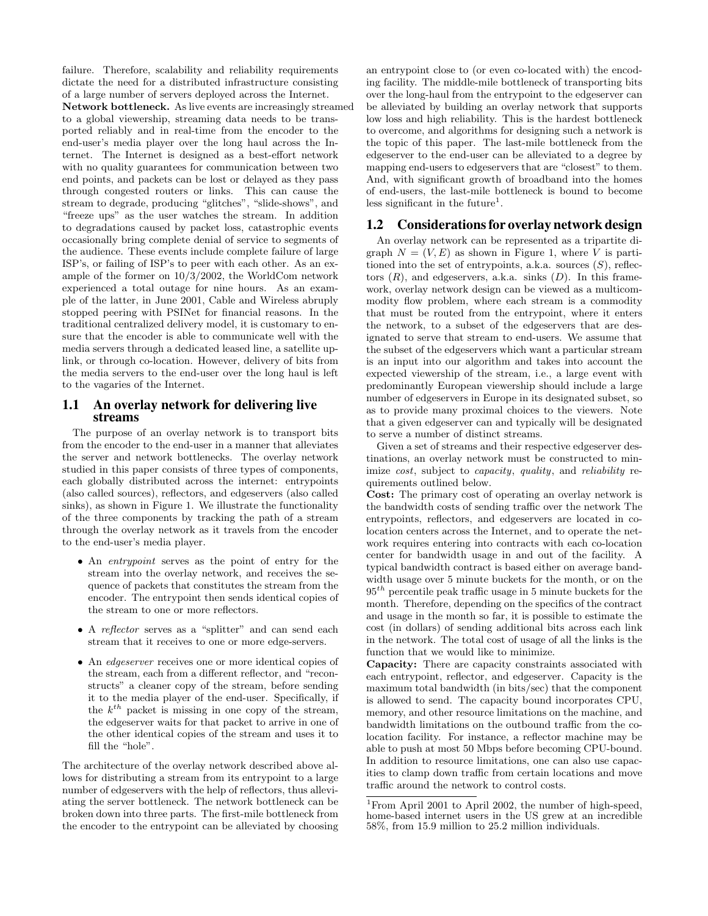failure. Therefore, scalability and reliability requirements dictate the need for a distributed infrastructure consisting of a large number of servers deployed across the Internet.

**Network bottleneck.** As live events are increasingly streamed to a global viewership, streaming data needs to be transported reliably and in real-time from the encoder to the end-user's media player over the long haul across the Internet. The Internet is designed as a best-effort network with no quality guarantees for communication between two end points, and packets can be lost or delayed as they pass through congested routers or links. This can cause the stream to degrade, producing "glitches", "slide-shows", and "freeze ups" as the user watches the stream. In addition to degradations caused by packet loss, catastrophic events occasionally bring complete denial of service to segments of the audience. These events include complete failure of large ISP's, or failing of ISP's to peer with each other. As an example of the former on 10/3/2002, the WorldCom network experienced a total outage for nine hours. As an example of the latter, in June 2001, Cable and Wireless abruply stopped peering with PSINet for financial reasons. In the traditional centralized delivery model, it is customary to ensure that the encoder is able to communicate well with the media servers through a dedicated leased line, a satellite uplink, or through co-location. However, delivery of bits from the media servers to the end-user over the long haul is left to the vagaries of the Internet.

## 1.1 An overlay network for delivering live streams

The purpose of an overlay network is to transport bits from the encoder to the end-user in a manner that alleviates the server and network bottlenecks. The overlay network studied in this paper consists of three types of components, each globally distributed across the internet: entrypoints (also called sources), reflectors, and edgeservers (also called sinks), as shown in Figure 1. We illustrate the functionality of the three components by tracking the path of a stream through the overlay network as it travels from the encoder to the end-user's media player.

- An *entrypoint* serves as the point of entry for the stream into the overlay network, and receives the sequence of packets that constitutes the stream from the encoder. The entrypoint then sends identical copies of the stream to one or more reflectors.
- A *reflector* serves as a "splitter" and can send each stream that it receives to one or more edge-servers.
- An *edgeserver* receives one or more identical copies of the stream, each from a different reflector, and "reconstructs" a cleaner copy of the stream, before sending it to the media player of the end-user. Specifically, if the $k^{th}$ packet is missing in one copy of the stream, the edgeserver waits for that packet to arrive in one of the other identical copies of the stream and uses it to fill the "hole".

The architecture of the overlay network described above allows for distributing a stream from its entrypoint to a large number of edgeservers with the help of reflectors, thus alleviating the server bottleneck. The network bottleneck can be broken down into three parts. The first-mile bottleneck from the encoder to the entrypoint can be alleviated by choosing an entrypoint close to (or even co-located with) the encoding facility. The middle-mile bottleneck of transporting bits over the long-haul from the entrypoint to the edgeserver can be alleviated by building an overlay network that supports low loss and high reliability. This is the hardest bottleneck to overcome, and algorithms for designing such a network is the topic of this paper. The last-mile bottleneck from the edgeserver to the end-user can be alleviated to a degree by mapping end-users to edgeservers that are "closest" to them. And, with significant growth of broadband into the homes of end-users, the last-mile bottleneck is bound to become less significant in the future[1].

## 1.2 Considerations for overlay network design

An overlay network can be represented as a tripartite digraph $N = (V, E)$ as shown in Figure 1, where $V$ is partitioned into the set of entrypoints, a.k.a. sources ($S$), reflectors ($R$), and edgeservers, a.k.a. sinks ($D$). In this framework, overlay network design can be viewed as a multicommodity flow problem, where each stream is a commodity that must be routed from the entrypoint, where it enters the network, to a subset of the edgeservers that are designated to serve that stream to end-users. We assume that the subset of the edgeservers which want a particular stream is an input into our algorithm and takes into account the expected viewership of the stream, i.e., a large event with predominantly European viewership should include a large number of edgeservers in Europe in its designated subset, so as to provide many proximal choices to the viewers. Note that a given edgeserver can and typically will be designated to serve a number of distinct streams.

Given a set of streams and their respective edgeserver destinations, an overlay network must be constructed to minimize *cost*, subject to *capacity*, *quality*, and *reliability* requirements outlined below.

**Cost:** The primary cost of operating an overlay network is the bandwidth costs of sending traffic over the network The entrypoints, reflectors, and edgeservers are located in co-location centers across the Internet, and to operate the network requires entering into contracts with each co-location center for bandwidth usage in and out of the facility. A typical bandwidth contract is based either on average bandwidth usage over 5 minute buckets for the month, or on the $95^{th}$ percentile peak traffic usage in 5 minute buckets for the month. Therefore, depending on the specifics of the contract and usage in the month so far, it is possible to estimate the cost (in dollars) of sending additional bits across each link in the network. The total cost of usage of all the links is the function that we would like to minimize.

**Capacity:** There are capacity constraints associated with each entrypoint, reflector, and edgeserver. Capacity is the maximum total bandwidth (in bits/sec) that the component is allowed to send. The capacity bound incorporates CPU, memory, and other resource limitations on the machine, and bandwidth limitations on the outbound traffic from the co-location facility. For instance, a reflector machine may be able to push at most 50 Mbps before becoming CPU-bound. In addition to resource limitations, one can also use capacities to clamp down traffic from certain locations and move traffic around the network to control costs.

[1] From April 2001 to April 2002, the number of high-speed, home-based internet users in the US grew at an incredible 58%, from 15.9 million to 25.2 million individuals.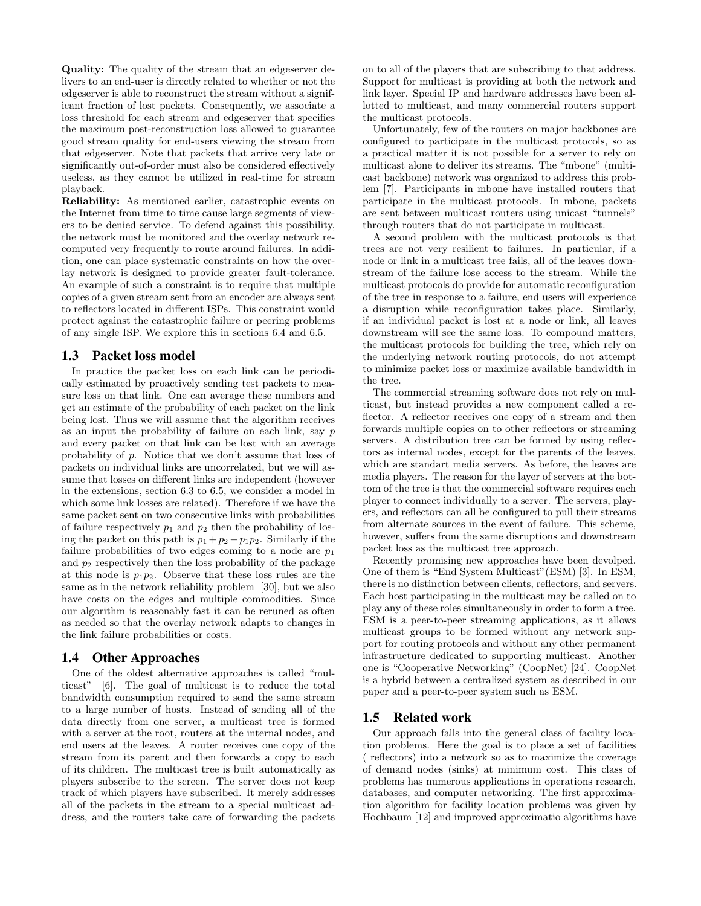**Quality:** The quality of the stream that an edgeserver delivers to an end-user is directly related to whether or not the edgeserver is able to reconstruct the stream without a significant fraction of lost packets. Consequently, we associate a loss threshold for each stream and edgeserver that specifies the maximum post-reconstruction loss allowed to guarantee good stream quality for end-users viewing the stream from that edgeserver. Note that packets that arrive very late or significantly out-of-order must also be considered effectively useless, as they cannot be utilized in real-time for stream playback.

**Reliability:** As mentioned earlier, catastrophic events on the Internet from time to time cause large segments of viewers to be denied service. To defend against this possibility, the network must be monitored and the overlay network recomputed very frequently to route around failures. In addition, one can place systematic constraints on how the overlay network is designed to provide greater fault-tolerance. An example of such a constraint is to require that multiple copies of a given stream sent from an encoder are always sent to reflectors located in different ISPs. This constraint would protect against the catastrophic failure or peering problems of any single ISP. We explore this in sections 6.4 and 6.5.

## 1.3 Packet loss model

In practice the packet loss on each link can be periodically estimated by proactively sending test packets to measure loss on that link. One can average these numbers and get an estimate of the probability of each packet on the link being lost. Thus we will assume that the algorithm receives as an input the probability of failure on each link, say $p$ and every packet on that link can be lost with an average probability of $p$. Notice that we don't assume that loss of packets on individual links are uncorrelated, but we will assume that losses on different links are independent (however in the extensions, section 6.3 to 6.5, we consider a model in which some link losses are related). Therefore if we have the same packet sent on two consecutive links with probabilities of failure respectively $p_1$ and $p_2$ then the probability of losing the packet on this path is $p_1 + p_2 - p_1p_2$. Similarly if the failure probabilities of two edges coming to a node are $p_1$ and $p_2$ respectively then the loss probability of the package at this node is $p_1p_2$. Observe that these loss rules are the same as in the network reliability problem [30], but we also have costs on the edges and multiple commodities. Since our algorithm is reasonably fast it can be reruned as often as needed so that the overlay network adapts to changes in the link failure probabilities or costs.

## 1.4 Other Approaches

One of the oldest alternative approaches is called "multicast" [6]. The goal of multicast is to reduce the total bandwidth consumption required to send the same stream to a large number of hosts. Instead of sending all of the data directly from one server, a multicast tree is formed with a server at the root, routers at the internal nodes, and end users at the leaves. A router receives one copy of the stream from its parent and then forwards a copy to each of its children. The multicast tree is built automatically as players subscribe to the screen. The server does not keep track of which players have subscribed. It merely addresses all of the packets in the stream to a special multicast address, and the routers take care of forwarding the packets on to all of the players that are subscribing to that address. Support for multicast is providing at both the network and link layer. Special IP and hardware addresses have been allotted to multicast, and many commercial routers support the multicast protocols.

Unfortunately, few of the routers on major backbones are configured to participate in the multicast protocols, so as a practical matter it is not possible for a server to rely on multicast alone to deliver its streams. The "mbone" (multicast backbone) network was organized to address this problem [7]. Participants in mbone have installed routers that participate in the multicast protocols. In mbone, packets are sent between multicast routers using unicast "tunnels" through routers that do not participate in multicast.

A second problem with the multicast protocols is that trees are not very resilient to failures. In particular, if a node or link in a multicast tree fails, all of the leaves downstream of the failure lose access to the stream. While the multicast protocols do provide for automatic reconfiguration of the tree in response to a failure, end users will experience a disruption while reconfiguration takes place. Similarly, if an individual packet is lost at a node or link, all leaves downstream will see the same loss. To compound matters, the multicast protocols for building the tree, which rely on the underlying network routing protocols, do not attempt to minimize packet loss or maximize available bandwidth in the tree.

The commercial streaming software does not rely on multicast, but instead provides a new component called a reflector. A reflector receives one copy of a stream and then forwards multiple copies on to other reflectors or streaming servers. A distribution tree can be formed by using reflectors as internal nodes, except for the parents of the leaves, which are standart media servers. As before, the leaves are media players. The reason for the layer of servers at the bottom of the tree is that the commercial software requires each player to connect individually to a server. The servers, players, and reflectors can all be configured to pull their streams from alternate sources in the event of failure. This scheme, however, suffers from the same disruptions and downstream packet loss as the multicast tree approach.

Recently promising new approaches have been devolped. One of them is "End System Multicast"(ESM) [3]. In ESM, there is no distinction between clients, reflectors, and servers. Each host participating in the multicast may be called on to play any of these roles simultaneously in order to form a tree. ESM is a peer-to-peer streaming applications, as it allows multicast groups to be formed without any network support for routing protocols and without any other permanent infrastructure dedicated to supporting multicast. Another one is "Cooperative Networking" (CoopNet) [24]. CoopNet is a hybrid between a centralized system as described in our paper and a peer-to-peer system such as ESM.

## 1.5 Related work

Our approach falls into the general class of facility location problems. Here the goal is to place a set of facilities ( reflectors) into a network so as to maximize the coverage of demand nodes (sinks) at minimum cost. This class of problems has numerous applications in operations research, databases, and computer networking. The first approximation algorithm for facility location problems was given by Hochbaum [12] and improved approximatio algorithms have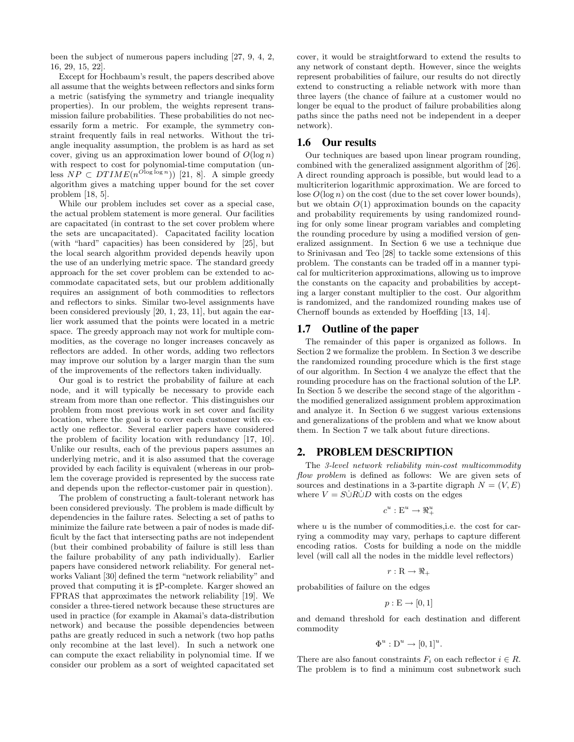been the subject of numerous papers including [27, 9, 4, 2, 16, 29, 15, 22].

Except for Hochbaum's result, the papers described above all assume that the weights between reflectors and sinks form a metric (satisfying the symmetry and triangle inequality properties). In our problem, the weights represent transmission failure probabilities. These probabilities do not necessarily form a metric. For example, the symmetry constraint frequently fails in real networks. Without the triangle inequality assumption, the problem is as hard as set cover, giving us an approximation lower bound of $O(\log n)$ with respect to cost for polynomial-time computation (unless $NP \subset DTIME(n^{O \log \log n})$) [21, 8]. A simple greedy algorithm gives a matching upper bound for the set cover problem [18, 5].

While our problem includes set cover as a special case, the actual problem statement is more general. Our facilities are capacitated (in contrast to the set cover problem where the sets are uncapacitated). Capacitated facility location (with "hard" capacities) has been considered by [25], but the local search algorithm provided depends heavily upon the use of an underlying metric space. The standard greedy approach for the set cover problem can be extended to accommodate capacitated sets, but our problem additionally requires an assignment of both commodities to reflectors and reflectors to sinks. Similar two-level assignments have been considered previously [20, 1, 23, 11], but again the earlier work assumed that the points were located in a metric space. The greedy approach may not work for multiple commodities, as the coverage no longer increases concavely as reflectors are added. In other words, adding two reflectors may improve our solution by a larger margin than the sum of the improvements of the reflectors taken individually.

Our goal is to restrict the probability of failure at each node, and it will typically be necessary to provide each stream from more than one reflector. This distinguishes our problem from most previous work in set cover and facility location, where the goal is to cover each customer with exactly one reflector. Several earlier papers have considered the problem of facility location with redundancy [17, 10]. Unlike our results, each of the previous papers assumes an underlying metric, and it is also assumed that the coverage provided by each facility is equivalent (whereas in our problem the coverage provided is represented by the success rate and depends upon the reflector-customer pair in question).

The problem of constructing a fault-tolerant network has been considered previously. The problem is made difficult by dependencies in the failure rates. Selecting a set of paths to minimize the failure rate between a pair of nodes is made difficult by the fact that intersecting paths are not independent (but their combined probability of failure is still less than the failure probability of any path individually). Earlier papers have considered network reliability. For general networks Valiant [30] defined the term "network reliability" and proved that computing it is ♯P-complete. Karger showed an FPRAS that approximates the network reliability [19]. We consider a three-tiered network because these structures are used in practice (for example in Akamai's data-distribution network) and because the possible dependencies between paths are greatly reduced in such a network (two hop paths only recombine at the last level). In such a network one can compute the exact reliability in polynomial time. If we consider our problem as a sort of weighted capacitated set cover, it would be straightforward to extend the results to any network of constant depth. However, since the weights represent probabilities of failure, our results do not directly extend to constructing a reliable network with more than three layers (the chance of failure at a customer would no longer be equal to the product of failure probabilities along paths since the paths need not be independent in a deeper network).

### 1.6 Our results

Our techniques are based upon linear program rounding, combined with the generalized assignment algorithm of [26]. A direct rounding approach is possible, but would lead to a multicriterion logarithmic approximation. We are forced to lose $O(\log n)$ on the cost (due to the set cover lower bounds), but we obtain $O(1)$ approximation bounds on the capacity and probability requirements by using randomized rounding for only some linear program variables and completing the rounding procedure by using a modified version of generalized assignment. In Section 6 we use a technique due to Srinivasan and Teo [28] to tackle some extensions of this problem. The constants can be traded off in a manner typical for multicriterion approximations, allowing us to improve the constants on the capacity and probabilities by accepting a larger constant multiplier to the cost. Our algorithm is randomized, and the randomized rounding makes use of Chernoff bounds as extended by Hoeffding [13, 14].

### 1.7 Outline of the paper

The remainder of this paper is organized as follows. In Section 2 we formalize the problem. In Section 3 we describe the randomized rounding procedure which is the first stage of our algorithm. In Section 4 we analyze the effect that the rounding procedure has on the fractional solution of the LP. In Section 5 we describe the second stage of the algorithm - the modified generalized assignment problem approximation and analyze it. In Section 6 we suggest various extensions and generalizations of the problem and what we know about them. In Section 7 we talk about future directions.

## 2. PROBLEM DESCRIPTION

The *3-level network reliability min-cost multicommodity flow problem* is defined as follows: We are given sets of sources and destinations in a 3-partite digraph $N = (V, E)$ where $V = S \dot\cup R \dot\cup D$ with costs on the edges

$$c^u : \mathrm{E}^u \rightarrow \Re^u_+$$

where $u$ is the number of commodities,i.e. the cost for carrying a commodity may vary, perhaps to capture different encoding ratios. Costs for building a node on the middle level (will call all the nodes in the middle level reflectors)

$$r : \mathrm{R} \rightarrow \Re_+$$

probabilities of failure on the edges

$$p : \mathrm{E} \rightarrow [0, 1]$$

and demand threshold for each destination and different commodity

$$\Phi^u : \mathrm{D}^u \rightarrow [0, 1]^u.$$

There are also fanout constraints $F_i$ on each reflector $i \in R$. The problem is to find a minimum cost subnetwork such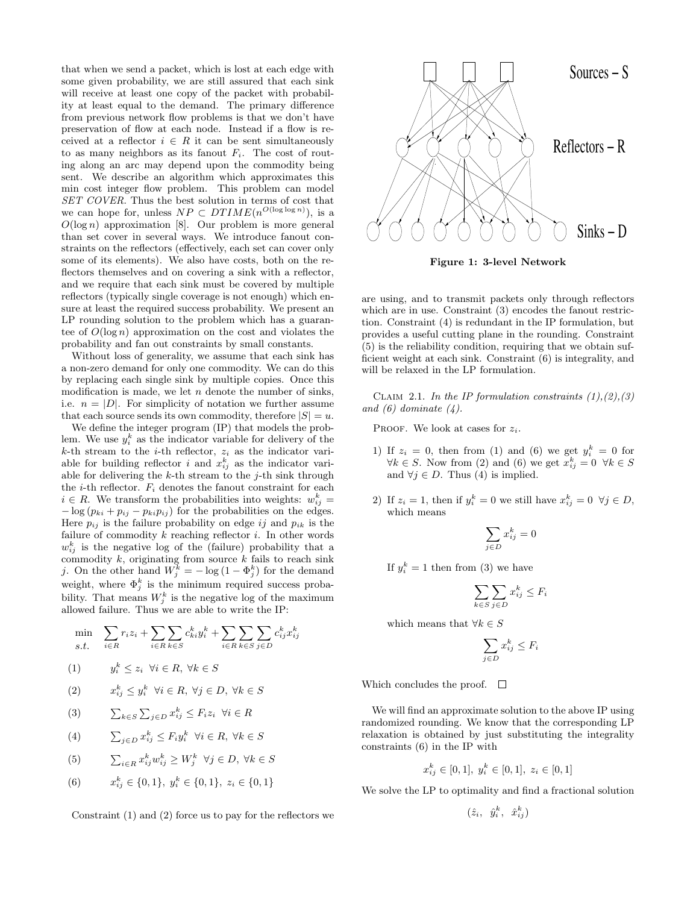that when we send a packet, which is lost at each edge with some given probability, we are still assured that each sink will receive at least one copy of the packet with probability at least equal to the demand. The primary difference from previous network flow problems is that we don't have preservation of flow at each node. Instead if a flow is received at a reflector $i \in R$ it can be sent simultaneously to as many neighbors as its fanout $F_i$. The cost of routing along an arc may depend upon the commodity being sent. We describe an algorithm which approximates this min cost integer flow problem. This problem can model *SET COVER*. Thus the best solution in terms of cost that we can hope for, unless $NP \subset DTIME(n^{O(\log \log n)})$, is a $O(\log n)$ approximation [8]. Our problem is more general than set cover in several ways. We introduce fanout constraints on the reflectors (effectively, each set can cover only some of its elements). We also have costs, both on the reflectors themselves and on covering a sink with a reflector, and we require that each sink must be covered by multiple reflectors (typically single coverage is not enough) which ensure at least the required success probability. We present an LP rounding solution to the problem which has a guarantee of $O(\log n)$ approximation on the cost and violates the probability and fan out constraints by small constants.

Without loss of generality, we assume that each sink has a non-zero demand for only one commodity. We can do this by replacing each single sink by multiple copies. Once this modification is made, we let $n$ denote the number of sinks, i.e. $n = |D|$. For simplicity of notation we further assume that each source sends its own commodity, therefore $|S| = u$.

We define the integer program (IP) that models the problem. We use $y_i^k$ as the indicator variable for delivery of the $k$-th stream to the $i$-th reflector, $z_i$ as the indicator variable for building reflector $i$ and $x_{ij}^k$ as the indicator variable for delivering the $k$-th stream to the $j$-th sink through the $i$-th reflector. $F_i$ denotes the fanout constraint for each $i \in R$. We transform the probabilities into weights: $w_{ij}^k = -\log(p_{ki} + p_{ij} - p_{ki}p_{ij})$ for the probabilities on the edges. Here $p_{ij}$ is the failure probability on edge $ij$ and $p_{ik}$ is the failure of commodity $k$ reaching reflector $i$. In other words $w_{ij}^k$ is the negative log of the (failure) probability that a commodity $k$, originating from source $k$ fails to reach sink $j$. On the other hand $W_j^k = -\log(1 - \Phi_j^k)$ for the demand weight, where $\Phi_j^k$ is the minimum required success probability. That means $W_j^k$ is the negative log of the maximum allowed failure. Thus we are able to write the IP:

$$\min \quad \sum_{i \in R} r_i z_i + \sum_{i \in R} \sum_{k \in S} c_{ki}^k y_i^k + \sum_{i \in R} \sum_{k \in S} \sum_{j \in D} c_{ij}^k x_{ij}^k$$

*s.t.*

$$(1) \qquad y_i^k \leq z_i \;\; \forall i \in R, \; \forall k \in S$$

$$(2) \qquad x_{ij}^k \leq y_i^k \;\; \forall i \in R, \; \forall j \in D, \; \forall k \in S$$

$$(3) \qquad \textstyle\sum_{k \in S} \sum_{j \in D} x_{ij}^k \leq F_i z_i \;\; \forall i \in R$$

$$(4) \qquad \textstyle\sum_{j \in D} x_{ij}^k \leq F_i y_i^k \;\; \forall i \in R, \; \forall k \in S$$

$$(5) \qquad \textstyle\sum_{i \in R} x_{ij}^k w_{ij}^k \geq W_j^k \;\; \forall j \in D, \; \forall k \in S$$

$$(6) \qquad x_{ij}^k \in \{0,1\}, \; y_i^k \in \{0,1\}, \; z_i \in \{0,1\}$$

Constraint (1) and (2) force us to pay for the reflectors we are using, and to transmit packets only through reflectors which are in use. Constraint (3) encodes the fanout restriction. Constraint (4) is redundant in the IP formulation, but provides a useful cutting plane in the rounding. Constraint (5) is the reliability condition, requiring that we obtain sufficient weight at each sink. Constraint (6) is integrality, and will be relaxed in the LP formulation.

Figure 1: 3-level Network

CLAIM 2.1. *In the IP formulation constraints (1),(2),(3) and (6) dominate (4).*

PROOF. We look at cases for $z_i$.

1) If $z_i = 0$, then from (1) and (6) we get $y_i^k = 0$ for $\forall k \in S$. Now from (2) and (6) we get $x_{ij}^k = 0 \;\; \forall k \in S$ and $\forall j \in D$. Thus (4) is implied.

2) If $z_i = 1$, then if $y_i^k = 0$ we still have $x_{ij}^k = 0 \;\; \forall j \in D$, which means

$$\sum_{j \in D} x_{ij}^k = 0$$

If $y_i^k = 1$ then from (3) we have

$$\sum_{k \in S} \sum_{j \in D} x_{ij}^k \leq F_i$$

which means that $\forall k \in S$

$$\sum_{j \in D} x_{ij}^k \leq F_i$$

Which concludes the proof. $\square$

We will find an approximate solution to the above IP using randomized rounding. We know that the corresponding LP relaxation is obtained by just substituting the integrality constraints (6) in the IP with

$$x_{ij}^k \in [0,1], \; y_i^k \in [0,1], \; z_i \in [0,1]$$

We solve the LP to optimality and find a fractional solution

$$(\hat{z}_i, \;\; \hat{y}_i^k, \;\; \hat{x}_{ij}^k)$$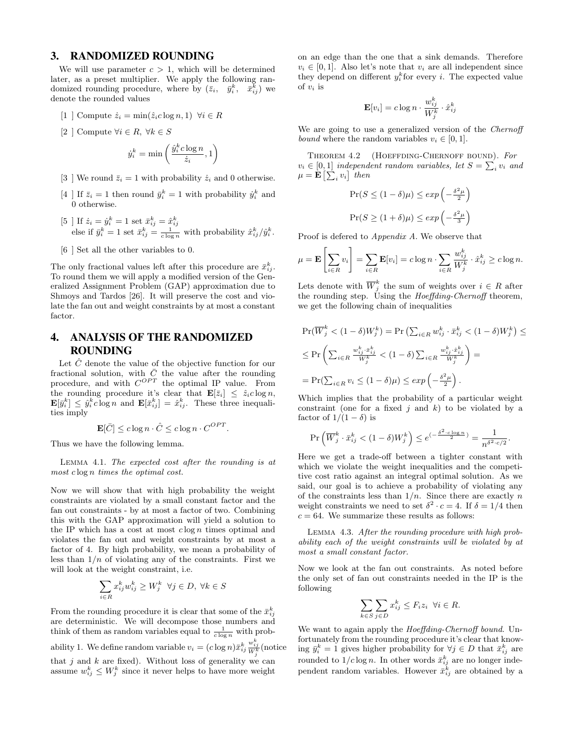## 3. RANDOMIZED ROUNDING

We will use parameter $c > 1$, which will be determined later, as a preset multiplier. We apply the following randomized rounding procedure, where by $(\bar{z}_i, \bar{y}_i^k, \bar{x}_{ij}^k)$ we denote the rounded values

[1 ] Compute $\dot{z}_i = \min(\hat{z}_i c \log n, 1)\ \ \forall i \in R$

[2 ] Compute $\forall i \in R,\ \forall k \in S$

$$\dot{y}_i^k = \min\left(\frac{\hat{y}_i^k c \log n}{\dot{z}_i}, 1\right)$$

[3 ] We round $\bar{z}_i = 1$ with probability $\dot{z}_i$ and 0 otherwise.

[4 ] If $\bar{z}_i = 1$ then round $\bar{y}_i^k = 1$ with probability $\dot{y}_i^k$ and 0 otherwise.

[5 ] If $\dot{z}_i = \dot{y}_i^k = 1$ set $\bar{x}_{ij}^k = \hat{x}_{ij}^k$
else if $\bar{y}_i^k = 1$ set $\bar{x}_{ij}^k = \frac{1}{c \log n}$ with probability $\hat{x}_{ij}^k / \hat{y}_i^k$.

[6 ] Set all the other variables to 0.

The only fractional values left after this procedure are $\bar{x}_{ij}^k$. To round them we will apply a modified version of the Generalized Assignment Problem (GAP) approximation due to Shmoys and Tardos [26]. It will preserve the cost and violate the fan out and weight constraints by at most a constant factor.

## 4. ANALYSIS OF THE RANDOMIZED ROUNDING

Let $\hat{C}$ denote the value of the objective function for our fractional solution, with $\bar{C}$ the value after the rounding procedure, and with $C^{OPT}$ the optimal IP value. From the rounding procedure it's clear that $\mathbf{E}[\bar{z}_i] \le \hat{z}_i c \log n$, $\mathbf{E}[\bar{y}_i^k] \le \hat{y}_i^k c \log n$ and $\mathbf{E}[\bar{x}_{ij}^k] = \hat{x}_{ij}^k$. These three inequalities imply

$$\mathbf{E}[\bar{C}] \le c \log n \cdot \hat{C} \le c \log n \cdot C^{OPT}.$$

Thus we have the following lemma.

Lemma 4.1. *The expected cost after the rounding is at most $c \log n$ times the optimal cost.*

Now we will show that with high probability the weight constraints are violated by a small constant factor and the fan out constraints - by at most a factor of two. Combining this with the GAP approximation will yield a solution to the IP which has a cost at most $c \log n$ times optimal and violates the fan out and weight constraints by at most a factor of 4. By high probability, we mean a probability of less than $1/n$ of violating any of the constraints. First we will look at the weight constraint, i.e.

$$\sum_{i \in R} x_{ij}^k w_{ij}^k \ge W_j^k\ \ \forall j \in D,\ \forall k \in S$$

From the rounding procedure it is clear that some of the $\bar{x}_{ij}^k$ are deterministic. We will decompose those numbers and think of them as random variables equal to $\frac{1}{c \log n}$ with probability 1. We define random variable $v_i = (c \log n)\bar{x}_{ij}^k \frac{w_{ij}^k}{W_j^k}$(notice that $j$ and $k$ are fixed). Without loss of generality we can assume $w_{ij}^k \le W_j^k$ since it never helps to have more weight on an edge than the one that a sink demands. Therefore $v_i \in [0, 1]$. Also let's note that $v_i$ are all independent since they depend on different $y_i^k$for every $i$. The expected value of $v_i$ is

$$\mathbf{E}[v_i] = c \log n \cdot \frac{w_{ij}^k}{W_j^k} \cdot \hat{x}_{ij}^k$$

We are going to use a generalized version of the *Chernoff bound* where the random variables $v_i \in [0, 1]$.

Theorem 4.2 (Hoeffding-Chernoff bound). *For $v_i \in [0,1]$ independent random variables, let $S = \sum_i v_i$ and $\mu = \mathbf{E}\left[\sum_i v_i\right]$ then*

$$\Pr(S \le (1-\delta)\mu) \le exp\left(-\tfrac{\delta^2 \mu}{2}\right)$$

$$\Pr(S \ge (1+\delta)\mu) \le exp\left(-\tfrac{\delta^2 \mu}{3}\right)$$

Proof is defered to *Appendix A*. We observe that

$$\mu = \mathbf{E}\left[\sum_{i \in R} v_i\right] = \sum_{i \in R} \mathbf{E}[v_i] = c \log n \cdot \sum_{i \in R} \frac{w_{ij}^k}{W_j^k} \cdot \hat{x}_{ij}^k \ge c \log n.$$

Lets denote with $\overline{W}_j^k$ the sum of weights over $i \in R$ after the rounding step. Using the *Hoeffding-Chernoff* theorem, we get the following chain of inequalities

$$\Pr(\overline{W}_j^k < (1-\delta)W_j^k) = \Pr\left(\textstyle\sum_{i \in R} w_{ij}^k \cdot \bar{x}_{ij}^k < (1-\delta)W_j^k\right) \le$$

$$\le \Pr\left(\sum_{i \in R} \frac{w_{ij}^k \cdot \bar{x}_{ij}^k}{W_j^k} < (1-\delta) \sum_{i \in R} \frac{w_{ij}^k \cdot \hat{x}_{ij}^k}{W_j^k}\right) =$$

$$= \Pr\left(\textstyle\sum_{i \in R} v_i \le (1-\delta)\mu\right) \le exp\left(-\tfrac{\delta^2 \mu}{2}\right).$$

Which implies that the probability of a particular weight constraint (one for a fixed $j$ and $k$) to be violated by a factor of $1/(1-\delta)$ is

$$\Pr\left(\overline{W}_j^k \cdot \bar{x}_{ij}^k < (1-\delta)W_j^k\right) \le e^{\left(-\frac{\delta^2 \cdot c \log n}{2}\right)} = \frac{1}{n^{\delta^2 \cdot c/2}}.$$

Here we get a trade-off between a tighter constant with which we violate the weight inequalities and the competitive cost ratio against an integral optimal solution. As we said, our goal is to achieve a probability of violating any of the constraints less than $1/n$. Since there are exactly $n$ weight constraints we need to set $\delta^2 \cdot c = 4$. If $\delta = 1/4$ then $c = 64$. We summarize these results as follows:

Lemma 4.3. *After the rounding procedure with high probability each of the weight constraints will be violated by at most a small constant factor.*

Now we look at the fan out constraints. As noted before the only set of fan out constraints needed in the IP is the following

$$\sum_{k \in S} \sum_{j \in D} x_{ij}^k \le F_i z_i\ \ \forall i \in R.$$

We want to again apply the *Hoeffding-Chernoff bound*. Unfortunately from the rounding procedure it's clear that knowing $\bar{y}_i^k = 1$ gives higher probability for $\forall j \in D$ that $\bar{x}_{ij}^k$ are rounded to $1/c \log n$. In other words $\bar{x}_{ij}^k$ are no longer independent random variables. However $\bar{x}_{ij}^k$ are obtained by a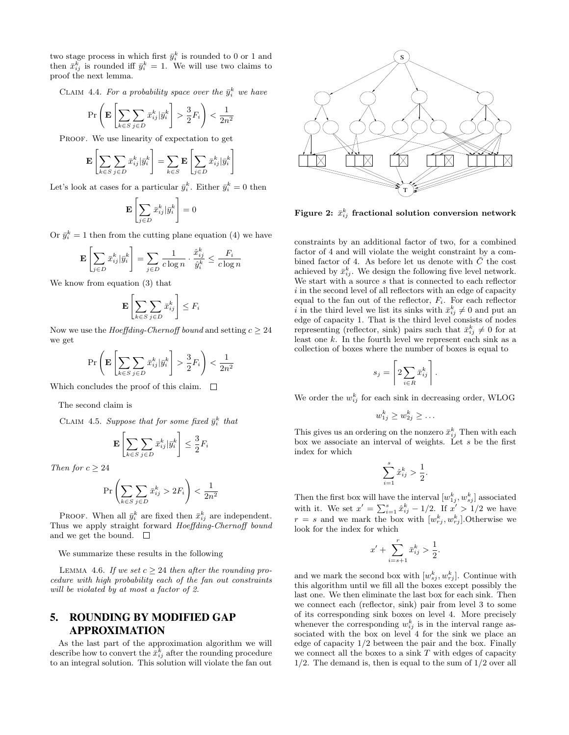two stage process in which first $\bar{y}_i^k$ is rounded to 0 or 1 and then $\bar{x}_{ij}^k$ is rounded iff $\bar{y}_i^k = 1$. We will use two claims to proof the next lemma.

CLAIM 4.4. *For a probability space over the $\bar{y}_i^k$ we have*

$$\Pr\left(\mathbf{E}\left[\sum_{k\in S}\sum_{j\in D}\bar{x}_{ij}^k|\bar{y}_i^k\right] > \frac{3}{2}F_i\right) < \frac{1}{2n^2}$$

PROOF. We use linearity of expectation to get

$$\mathbf{E}\left[\sum_{k\in S}\sum_{j\in D}\bar{x}_{ij}^k|\bar{y}_i^k\right] = \sum_{k\in S}\mathbf{E}\left[\sum_{j\in D}\bar{x}_{ij}^k|\bar{y}_i^k\right]$$

Let's look at cases for a particular $\bar{y}_i^k$. Either $\bar{y}_i^k = 0$ then

$$\mathbf{E}\left[\sum_{j\in D}\bar{x}_{ij}^k|\bar{y}_i^k\right] = 0$$

Or $\bar{y}_i^k = 1$ then from the cutting plane equation (4) we have

$$\mathbf{E}\left[\sum_{j\in D}\bar{x}_{ij}^k|\bar{y}_i^k\right] = \sum_{j\in D}\frac{1}{c\log n}\cdot\frac{\hat{x}_{ij}^k}{\hat{y}_i^k} \le \frac{F_i}{c\log n}$$

We know from equation (3) that

$$\mathbf{E}\left[\sum_{k\in S}\sum_{j\in D}\bar{x}_{ij}^k\right] \le F_i$$

Now we use the *Hoeffding-Chernoff bound* and setting $c \ge 24$ we get

$$\Pr\left(\mathbf{E}\left[\sum_{k\in S}\sum_{j\in D}\bar{x}_{ij}^k|\bar{y}_i^k\right] > \frac{3}{2}F_i\right) < \frac{1}{2n^2}$$

Which concludes the proof of this claim. □

The second claim is

CLAIM 4.5. *Suppose that for some fixed $\bar{y}_i^k$ that*

$$\mathbf{E}\left[\sum_{k\in S}\sum_{j\in D}\bar{x}_{ij}^k|\bar{y}_i^k\right] \le \frac{3}{2}F_i$$

*Then for $c \ge 24$*

$$\Pr\left(\sum_{k\in S}\sum_{j\in D}\bar{x}_{ij}^k > 2F_i\right) < \frac{1}{2n^2}$$

PROOF. When all $\bar{y}_i^k$ are fixed then $\bar{x}_{ij}^k$ are independent. Thus we apply straight forward *Hoeffding-Chernoff bound* and we get the bound. □

We summarize these results in the following

LEMMA 4.6. *If we set $c \ge 24$ then after the rounding procedure with high probability each of the fan out constraints will be violated by at most a factor of 2.*

## 5. ROUNDING BY MODIFIED GAP APPROXIMATION

As the last part of the approximation algorithm we will describe how to convert the $\bar{x}_{ij}^k$ after the rounding procedure to an integral solution. This solution will violate the fan out constraints by an additional factor of two, for a combined factor of 4 and will violate the weight constraint by a combined factor of 4. As before let us denote with $\bar{C}$ the cost achieved by $\bar{x}_{ij}^k$. We design the following five level network. We start with a source $s$ that is connected to each reflector $i$ in the second level of all reflectors with an edge of capacity equal to the fan out of the reflector, $F_i$. For each reflector $i$ in the third level we list its sinks with $\bar{x}_{ij}^k \ne 0$ and put an edge of capacity 1. That is the third level consists of nodes representing (reflector, sink) pairs such that $\bar{x}_{ij}^k \ne 0$ for at least one $k$. In the fourth level we represent each sink as a collection of boxes where the number of boxes is equal to

$$s_j = \left\lceil 2\sum_{i\in R}\bar{x}_{ij}^k\right\rceil.$$

We order the $w_{ij}^k$ for each sink in decreasing order, WLOG

$$w_{1j}^k \ge w_{2j}^k \ge \ldots$$

This gives us an ordering on the nonzero $\bar{x}_{ij}^k$ Then with each box we associate an interval of weights. Let $s$ be the first index for which

$$\sum_{i=1}^{s}\hat{x}_{ij}^k > \frac{1}{2}.$$

Then the first box will have the interval $[w_{1j}^k, w_{sj}^k]$ associated with it. We set $x' = \sum_{i=1}^{s}\hat{x}_{ij}^k - 1/2$. If $x' > 1/2$ we have $r = s$ and we mark the box with $[w_{rj}^k, w_{rj}^k]$.Otherwise we look for the index for which

$$x' + \sum_{i=s+1}^{r}\bar{x}_{ij}^k > \frac{1}{2}.$$

and we mark the second box with $[w_{sj}^k, w_{rj}^k]$. Continue with this algorithm until we fill all the boxes except possibly the last one. We then eliminate the last box for each sink. Then we connect each (reflector, sink) pair from level 3 to some of its corresponding sink boxes on level 4. More precisely whenever the corresponding $w_{ij}^k$ is in the interval range associated with the box on level 4 for the sink we place an edge of capacity 1/2 between the pair and the box. Finally we connect all the boxes to a sink $T$ with edges of capacity 1/2. The demand is, then is equal to the sum of 1/2 over all

**Figure 2: $\bar{x}_{ij}^k$ fractional solution conversion network**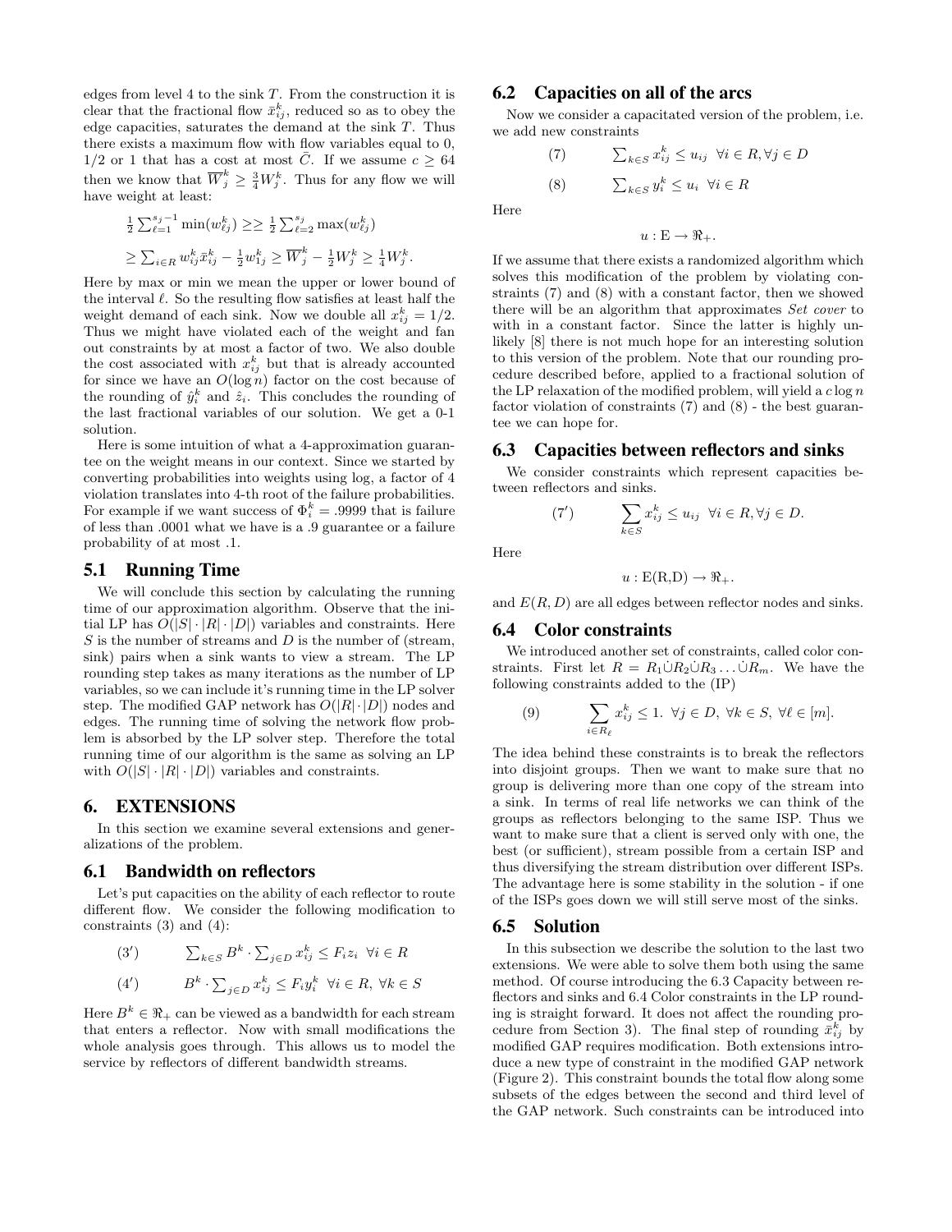edges from level 4 to the sink $T$. From the construction it is clear that the fractional flow $\bar{x}_{ij}^k$, reduced so as to obey the edge capacities, saturates the demand at the sink $T$. Thus there exists a maximum flow with flow variables equal to 0, 1/2 or 1 that has a cost at most $\bar{C}$. If we assume $c \geq 64$ then we know that $\overline{W}_j^k \geq \frac{3}{4} W_j^k$. Thus for any flow we will have weight at least:

$$\frac{1}{2}\sum_{\ell=1}^{s_j-1} \min(w_{\ell j}^k) \geq \geq \frac{1}{2}\sum_{\ell=2}^{s_j} \max(w_{\ell j}^k)$$

$$\geq \sum_{i \in R} w_{ij}^k \bar{x}_{ij}^k - \frac{1}{2} w_{1j}^k \geq \overline{W}_j^k - \frac{1}{2} W_j^k \geq \frac{1}{4} W_j^k.$$

Here by max or min we mean the upper or lower bound of the interval $\ell$. So the resulting flow satisfies at least half the weight demand of each sink. Now we double all $x_{ij}^k = 1/2$. Thus we might have violated each of the weight and fan out constraints by at most a factor of two. We also double the cost associated with $x_{ij}^k$ but that is already accounted for since we have an $O(\log n)$ factor on the cost because of the rounding of $\hat{y}_i^k$ and $\hat{z}_i$. This concludes the rounding of the last fractional variables of our solution. We get a 0-1 solution.

Here is some intuition of what a 4-approximation guarantee on the weight means in our context. Since we started by converting probabilities into weights using log, a factor of 4 violation translates into 4-th root of the failure probabilities. For example if we want success of $\Phi_i^k = .9999$ that is failure of less than .0001 what we have is a .9 guarantee or a failure probability of at most .1.

## 5.1 Running Time

We will conclude this section by calculating the running time of our approximation algorithm. Observe that the initial LP has $O(|S| \cdot |R| \cdot |D|)$ variables and constraints. Here $S$ is the number of streams and $D$ is the number of (stream, sink) pairs when a sink wants to view a stream. The LP rounding step takes as many iterations as the number of LP variables, so we can include it's running time in the LP solver step. The modified GAP network has $O(|R| \cdot |D|)$ nodes and edges. The running time of solving the network flow problem is absorbed by the LP solver step. Therefore the total running time of our algorithm is the same as solving an LP with $O(|S| \cdot |R| \cdot |D|)$ variables and constraints.

# 6. EXTENSIONS

In this section we examine several extensions and generalizations of the problem.

## 6.1 Bandwidth on reflectors

Let's put capacities on the ability of each reflector to route different flow. We consider the following modification to constraints (3) and (4):

$$(3') \qquad \sum_{k \in S} B^k \cdot \sum_{j \in D} x_{ij}^k \leq F_i z_i \ \ \forall i \in R$$

$$(4') \qquad B^k \cdot \sum_{j \in D} x_{ij}^k \leq F_i y_i^k \ \ \forall i \in R, \ \forall k \in S$$

Here $B^k \in \Re_+$ can be viewed as a bandwidth for each stream that enters a reflector. Now with small modifications the whole analysis goes through. This allows us to model the service by reflectors of different bandwidth streams.

## 6.2 Capacities on all of the arcs

Now we consider a capacitated version of the problem, i.e. we add new constraints

$$(7) \qquad \sum_{k \in S} x_{ij}^k \leq u_{ij} \ \ \forall i \in R, \forall j \in D$$

$$(8) \qquad \sum_{k \in S} y_i^k \leq u_i \ \ \forall i \in R$$

Here

$$u : \mathrm{E} \rightarrow \Re_+.$$

If we assume that there exists a randomized algorithm which solves this modification of the problem by violating constraints (7) and (8) with a constant factor, then we showed there will be an algorithm that approximates *Set cover* to with in a constant factor. Since the latter is highly unlikely [8] there is not much hope for an interesting solution to this version of the problem. Note that our rounding procedure described before, applied to a fractional solution of the LP relaxation of the modified problem, will yield a $c \log n$ factor violation of constraints (7) and (8) - the best guarantee we can hope for.

## 6.3 Capacities between reflectors and sinks

We consider constraints which represent capacities between reflectors and sinks.

$$(7') \qquad \sum_{k \in S} x_{ij}^k \leq u_{ij} \ \ \forall i \in R, \forall j \in D.$$

Here

$$u : \mathrm{E(R,D)} \rightarrow \Re_+.$$

and $E(R, D)$ are all edges between reflector nodes and sinks.

## 6.4 Color constraints

We introduced another set of constraints, called color constraints. First let $R = R_1 \dot{\cup} R_2 \dot{\cup} R_3 \ldots \dot{\cup} R_m$. We have the following constraints added to the (IP)

$$(9) \qquad \sum_{i \in R_\ell} x_{ij}^k \leq 1. \ \ \forall j \in D, \ \forall k \in S, \ \forall \ell \in [m].$$

The idea behind these constraints is to break the reflectors into disjoint groups. Then we want to make sure that no group is delivering more than one copy of the stream into a sink. In terms of real life networks we can think of the groups as reflectors belonging to the same ISP. Thus we want to make sure that a client is served only with one, the best (or sufficient), stream possible from a certain ISP and thus diversifying the stream distribution over different ISPs. The advantage here is some stability in the solution - if one of the ISPs goes down we will still serve most of the sinks.

## 6.5 Solution

In this subsection we describe the solution to the last two extensions. We were able to solve them both using the same method. Of course introducing the 6.3 Capacity between reflectors and sinks and 6.4 Color constraints in the LP rounding is straight forward. It does not affect the rounding procedure from Section 3). The final step of rounding $\bar{x}_{ij}^k$ by modified GAP requires modification. Both extensions introduce a new type of constraint in the modified GAP network (Figure 2). This constraint bounds the total flow along some subsets of the edges between the second and third level of the GAP network. Such constraints can be introduced into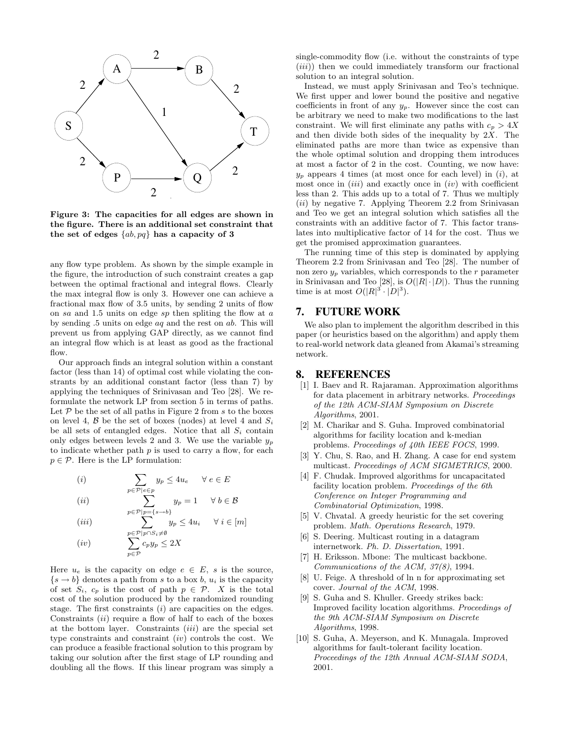**Figure 3: The capacities for all edges are shown in the figure. There is an additional set constraint that the set of edges $\{ab, pq\}$ has a capacity of 3**

any flow type problem. As shown by the simple example in the figure, the introduction of such constraint creates a gap between the optimal fractional and integral flows. Clearly the max integral flow is only 3. However one can achieve a fractional max flow of 3.5 units, by sending 2 units of flow on $sa$ and 1.5 units on edge $sp$ then spliting the flow at $a$ by sending .5 units on edge $aq$ and the rest on $ab$. This will prevent us from applying GAP directly, as we cannot find an integral flow which is at least as good as the fractional flow.

Our approach finds an integral solution within a constant factor (less than 14) of optimal cost while violating the constrants by an additional constant factor (less than 7) by applying the techniques of Srinivasan and Teo [28]. We reformulate the network LP from section 5 in terms of paths. Let $\mathcal{P}$ be the set of all paths in Figure 2 from $s$ to the boxes on level 4, $\mathcal{B}$ be the set of boxes (nodes) at level 4 and $S_i$ be all sets of entangled edges. Notice that all $S_i$ contain only edges between levels 2 and 3. We use the variable $y_p$ to indicate whether path $p$ is used to carry a flow, for each $p \in \mathcal{P}$. Here is the LP formulation:

$$
\begin{array}{lll}
(i) & \displaystyle\sum_{p \in \mathcal{P} | e \in p} y_p \leq 4u_e & \forall\, e \in E \\
(ii) & \displaystyle\sum_{p \in \mathcal{P} | p = \{s \to b\}} y_p = 1 & \forall\, b \in \mathcal{B} \\
(iii) & \displaystyle\sum_{p \in \mathcal{P} | p \cap S_i \neq \emptyset} y_p \leq 4u_i & \forall\, i \in [m] \\
(iv) & \displaystyle\sum_{p \in \mathcal{P}} c_p y_p \leq 2X &
\end{array}
$$

Here $u_e$ is the capacity on edge $e \in E$, $s$ is the source, $\{s \to b\}$ denotes a path from $s$ to a box $b$, $u_i$ is the capacity of set $S_i$, $c_p$ is the cost of path $p \in \mathcal{P}$. $X$ is the total cost of the solution produced by the randomized rounding stage. The first constraints $(i)$ are capacities on the edges. Constraints $(ii)$ require a flow of half to each of the boxes at the bottom layer. Constraints $(iii)$ are the special set type constraints and constraint $(iv)$ controls the cost. We can produce a feasible fractional solution to this program by taking our solution after the first stage of LP rounding and doubling all the flows. If this linear program was simply a single-commodity flow (i.e. without the constraints of type $(iii)$) then we could immediately transform our fractional solution to an integral solution.

Instead, we must apply Srinivasan and Teo's technique. We first upper and lower bound the positive and negative coefficients in front of any $y_p$. However since the cost can be arbitrary we need to make two modifications to the last constraint. We will first eliminate any paths with $c_p > 4X$ and then divide both sides of the inequality by $2X$. The eliminated paths are more than twice as expensive than the whole optimal solution and dropping them introduces at most a factor of 2 in the cost. Counting, we now have: $y_p$ appears 4 times (at most once for each level) in $(i)$, at most once in $(iii)$ and exactly once in $(iv)$ with coefficient less than 2. This adds up to a total of 7. Thus we multiply $(ii)$ by negative 7. Applying Theorem 2.2 from Srinivasan and Teo we get an integral solution which satisfies all the constraints with an additive factor of 7. This factor translates into multiplicative factor of 14 for the cost. Thus we get the promised approximation guarantees.

The running time of this step is dominated by applying Theorem 2.2 from Srinivasan and Teo [28]. The number of non zero $y_p$ variables, which corresponds to the $r$ parameter in Srinivasan and Teo [28], is $O(|R| \cdot |D|)$. Thus the running time is at most $O(|R|^3 \cdot |D|^3)$.

## 7. FUTURE WORK

We also plan to implement the algorithm described in this paper (or heuristics based on the algorithm) and apply them to real-world network data gleaned from Akamai's streaming network.

## 8. REFERENCES

[1] I. Baev and R. Rajaraman. Approximation algorithms for data placement in arbitrary networks. *Proceedings of the 12th ACM-SIAM Symposium on Discrete Algorithms*, 2001.

[2] M. Charikar and S. Guha. Improved combinatorial algorithms for facility location and k-median problems. *Proceedings of 40th IEEE FOCS*, 1999.

[3] Y. Chu, S. Rao, and H. Zhang. A case for end system multicast. *Proceedings of ACM SIGMETRICS*, 2000.

[4] F. Chudak. Improved algorithms for uncapacitated facility location problem. *Proceedings of the 6th Conference on Integer Programming and Combinatorial Optimization*, 1998.

[5] V. Chvatal. A greedy heuristic for the set covering problem. *Math. Operations Research*, 1979.

[6] S. Deering. Multicast routing in a datagram internetwork. *Ph. D. Dissertation*, 1991.

[7] H. Eriksson. Mbone: The multicast backbone. *Communications of the ACM, 37(8)*, 1994.

[8] U. Feige. A threshold of ln n for approximating set cover. *Journal of the ACM*, 1998.

[9] S. Guha and S. Khuller. Greedy strikes back: Improved facility location algorithms. *Proceedings of the 9th ACM-SIAM Symposium on Discrete Algorithms*, 1998.

[10] S. Guha, A. Meyerson, and K. Munagala. Improved algorithms for fault-tolerant facility location. *Proceedings of the 12th Annual ACM-SIAM SODA*, 2001.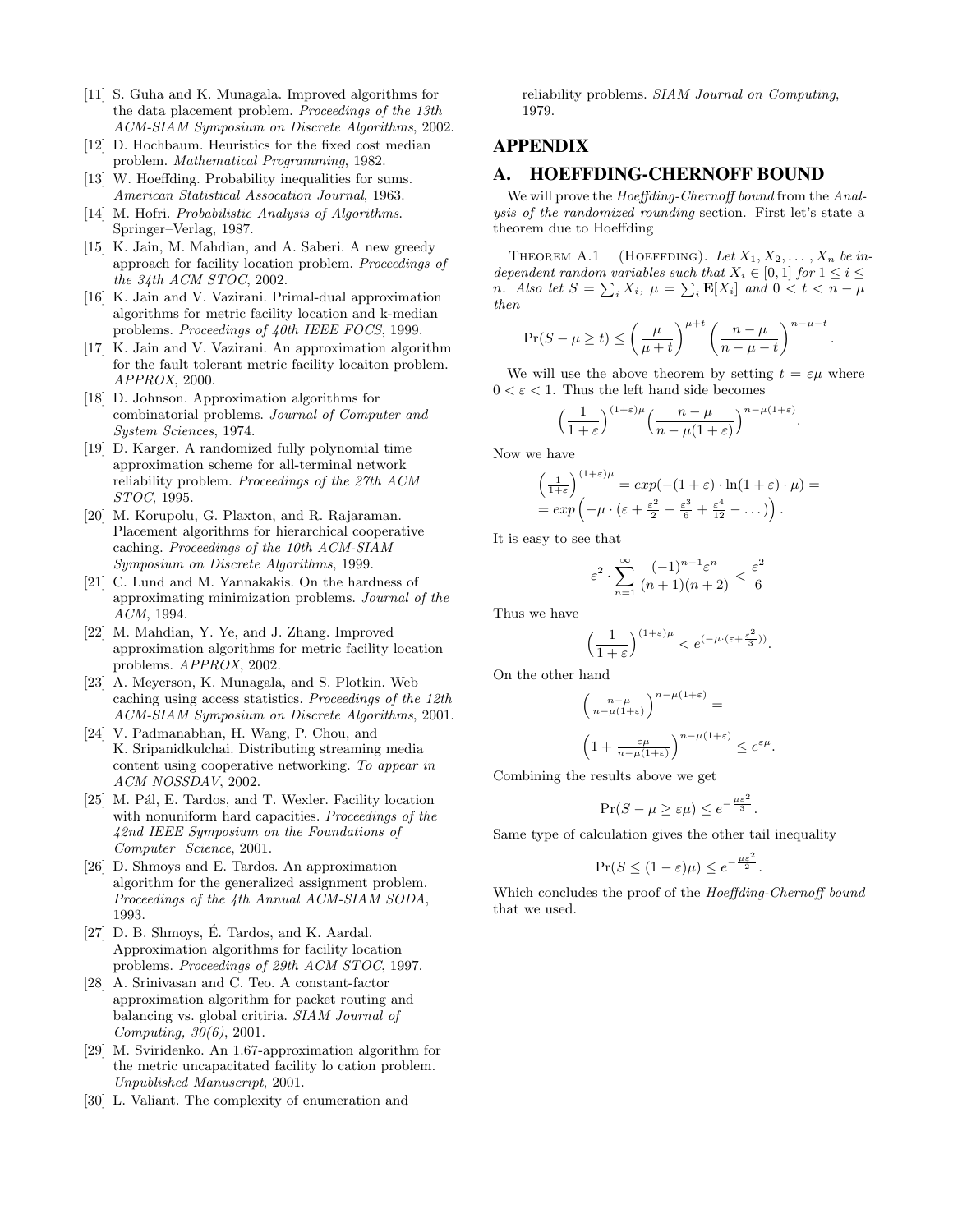[11] S. Guha and K. Munagala. Improved algorithms for the data placement problem. *Proceedings of the 13th ACM-SIAM Symposium on Discrete Algorithms*, 2002.

[12] D. Hochbaum. Heuristics for the fixed cost median problem. *Mathematical Programming*, 1982.

[13] W. Hoeffding. Probability inequalities for sums. *American Statistical Assocation Journal*, 1963.

[14] M. Hofri. *Probabilistic Analysis of Algorithms*. Springer–Verlag, 1987.

[15] K. Jain, M. Mahdian, and A. Saberi. A new greedy approach for facility location problem. *Proceedings of the 34th ACM STOC*, 2002.

[16] K. Jain and V. Vazirani. Primal-dual approximation algorithms for metric facility location and k-median problems. *Proceedings of 40th IEEE FOCS*, 1999.

[17] K. Jain and V. Vazirani. An approximation algorithm for the fault tolerant metric facility locaiton problem. *APPROX*, 2000.

[18] D. Johnson. Approximation algorithms for combinatorial problems. *Journal of Computer and System Sciences*, 1974.

[19] D. Karger. A randomized fully polynomial time approximation scheme for all-terminal network reliability problem. *Proceedings of the 27th ACM STOC*, 1995.

[20] M. Korupolu, G. Plaxton, and R. Rajaraman. Placement algorithms for hierarchical cooperative caching. *Proceedings of the 10th ACM-SIAM Symposium on Discrete Algorithms*, 1999.

[21] C. Lund and M. Yannakakis. On the hardness of approximating minimization problems. *Journal of the ACM*, 1994.

[22] M. Mahdian, Y. Ye, and J. Zhang. Improved approximation algorithms for metric facility location problems. *APPROX*, 2002.

[23] A. Meyerson, K. Munagala, and S. Plotkin. Web caching using access statistics. *Proceedings of the 12th ACM-SIAM Symposium on Discrete Algorithms*, 2001.

[24] V. Padmanabhan, H. Wang, P. Chou, and K. Sripanidkulchai. Distributing streaming media content using cooperative networking. *To appear in ACM NOSSDAV*, 2002.

[25] M. Pál, E. Tardos, and T. Wexler. Facility location with nonuniform hard capacities. *Proceedings of the 42nd IEEE Symposium on the Foundations of Computer Science*, 2001.

[26] D. Shmoys and E. Tardos. An approximation algorithm for the generalized assignment problem. *Proceedings of the 4th Annual ACM-SIAM SODA*, 1993.

[27] D. B. Shmoys, É. Tardos, and K. Aardal. Approximation algorithms for facility location problems. *Proceedings of 29th ACM STOC*, 1997.

[28] A. Srinivasan and C. Teo. A constant-factor approximation algorithm for packet routing and balancing vs. global critiria. *SIAM Journal of Computing, 30(6)*, 2001.

[29] M. Sviridenko. An 1.67-approximation algorithm for the metric uncapacitated facility lo cation problem. *Unpublished Manuscript*, 2001.

[30] L. Valiant. The complexity of enumeration and reliability problems. *SIAM Journal on Computing*, 1979.

# APPENDIX

## A. HOEFFDING-CHERNOFF BOUND

We will prove the *Hoeffding-Chernoff bound* from the *Analysis of the randomized rounding* section. First let's state a theorem due to Hoeffding

THEOREM A.1 (HOEFFDING). *Let $X_1, X_2, \dots, X_n$ be independent random variables such that $X_i \in [0,1]$ for $1 \le i \le n$. Also let $S = \sum_i X_i$, $\mu = \sum_i \mathbf{E}[X_i]$ and $0 < t < n - \mu$ then*

$$\Pr(S - \mu \ge t) \le \left(\frac{\mu}{\mu + t}\right)^{\mu + t} \left(\frac{n-\mu}{n-\mu-t}\right)^{n-\mu-t}.$$

We will use the above theorem by setting $t = \varepsilon\mu$ where $0 < \varepsilon < 1$. Thus the left hand side becomes

$$\Big(\frac{1}{1+\varepsilon}\Big)^{(1+\varepsilon)\mu}\Big(\frac{n-\mu}{n-\mu(1+\varepsilon)}\Big)^{n-\mu(1+\varepsilon)}.$$

Now we have

$$\begin{aligned}&\left(\tfrac{1}{1+\varepsilon}\right)^{(1+\varepsilon)\mu} = exp(-(1+\varepsilon)\cdot\ln(1+\varepsilon)\cdot\mu) = \\ &= exp\left(-\mu\cdot(\varepsilon + \tfrac{\varepsilon^2}{2} - \tfrac{\varepsilon^3}{6} + \tfrac{\varepsilon^4}{12} - \dots)\right).\end{aligned}$$

It is easy to see that

$$\varepsilon^2 \cdot \sum_{n=1}^{\infty} \frac{(-1)^{n-1}\varepsilon^n}{(n+1)(n+2)} < \frac{\varepsilon^2}{6}$$

Thus we have

$$\Big(\frac{1}{1+\varepsilon}\Big)^{(1+\varepsilon)\mu} < e^{(-\mu\cdot(\varepsilon + \frac{\varepsilon^2}{3}))}.$$

On the other hand

$$\left(\tfrac{n-\mu}{n-\mu(1+\varepsilon)}\right)^{n-\mu(1+\varepsilon)} =$$

$$\left(1 + \tfrac{\varepsilon\mu}{n-\mu(1+\varepsilon)}\right)^{n-\mu(1+\varepsilon)} \le e^{\varepsilon\mu}.$$

Combining the results above we get

$$\Pr(S - \mu \ge \varepsilon\mu) \le e^{-\frac{\mu\varepsilon^2}{3}}.$$

Same type of calculation gives the other tail inequality

$$\Pr(S \le (1-\varepsilon)\mu) \le e^{-\frac{\mu\varepsilon^2}{2}}.$$

Which concludes the proof of the *Hoeffding-Chernoff bound* that we used.